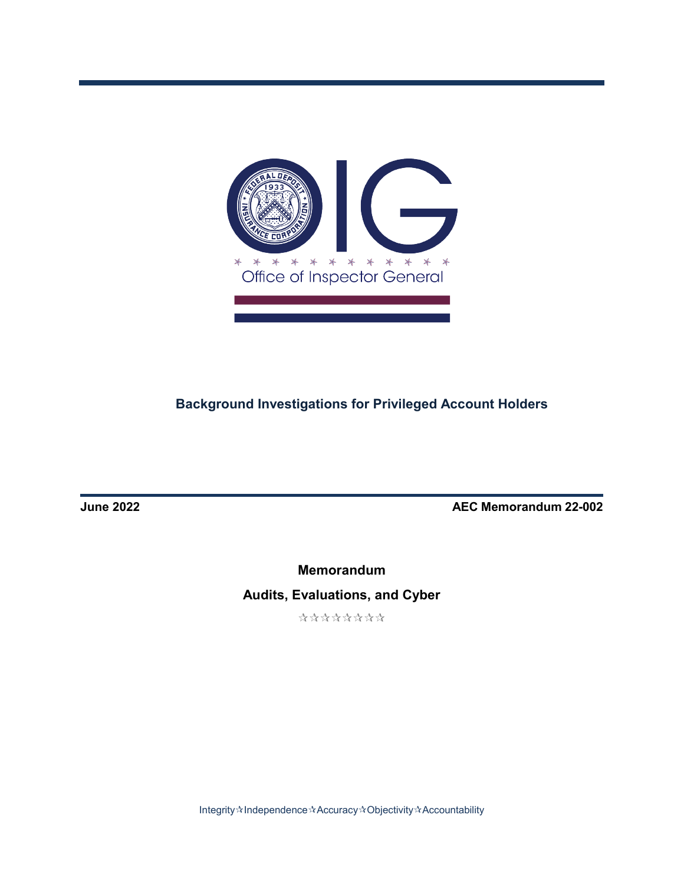Office of Inspector General

# Background Investigations for Privileged Account Holders

**June 2022** **AEC Memorandum 22-002**

**Memorandum**

**Audits, Evaluations, and Cyber**

Integrity ✰ Independence ✰ Accuracy ✰ Objectivity ✰ Accountability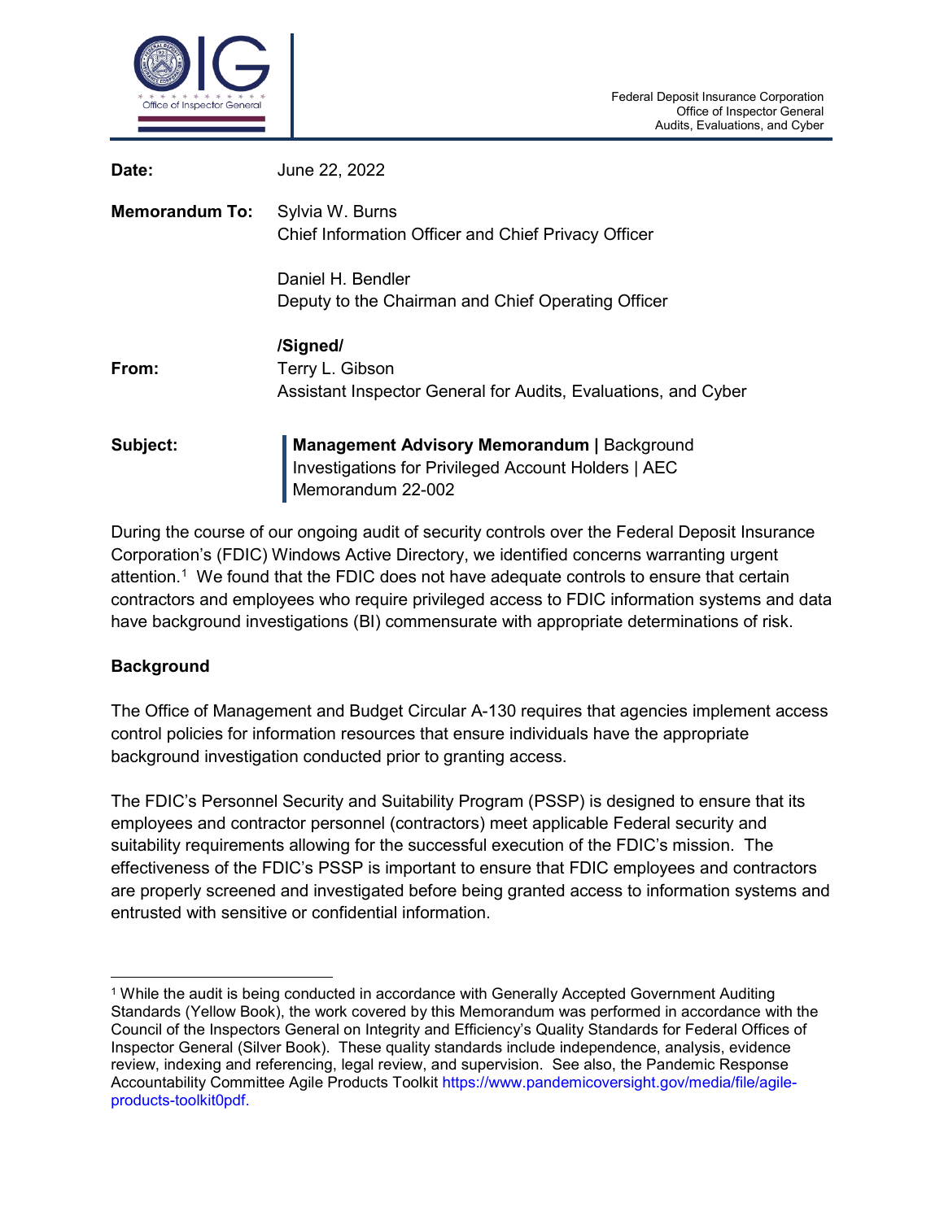Federal Deposit Insurance Corporation
Office of Inspector General
Audits, Evaluations, and Cyber

**Date:** June 22, 2022

**Memorandum To:** Sylvia W. Burns
Chief Information Officer and Chief Privacy Officer

Daniel H. Bendler
Deputy to the Chairman and Chief Operating Officer

**From:** /Signed/
Terry L. Gibson
Assistant Inspector General for Audits, Evaluations, and Cyber

**Subject:** **Management Advisory Memorandum |** Background Investigations for Privileged Account Holders | AEC Memorandum 22-002

During the course of our ongoing audit of security controls over the Federal Deposit Insurance Corporation's (FDIC) Windows Active Directory, we identified concerns warranting urgent attention.[1] We found that the FDIC does not have adequate controls to ensure that certain contractors and employees who require privileged access to FDIC information systems and data have background investigations (BI) commensurate with appropriate determinations of risk.

## Background

The Office of Management and Budget Circular A-130 requires that agencies implement access control policies for information resources that ensure individuals have the appropriate background investigation conducted prior to granting access.

The FDIC's Personnel Security and Suitability Program (PSSP) is designed to ensure that its employees and contractor personnel (contractors) meet applicable Federal security and suitability requirements allowing for the successful execution of the FDIC's mission. The effectiveness of the FDIC's PSSP is important to ensure that FDIC employees and contractors are properly screened and investigated before being granted access to information systems and entrusted with sensitive or confidential information.

---

[1] While the audit is being conducted in accordance with Generally Accepted Government Auditing Standards (Yellow Book), the work covered by this Memorandum was performed in accordance with the Council of the Inspectors General on Integrity and Efficiency's Quality Standards for Federal Offices of Inspector General (Silver Book). These quality standards include independence, analysis, evidence review, indexing and referencing, legal review, and supervision. See also, the Pandemic Response Accountability Committee Agile Products Toolkit https://www.pandemicoversight.gov/media/file/agile-products-toolkit0pdf.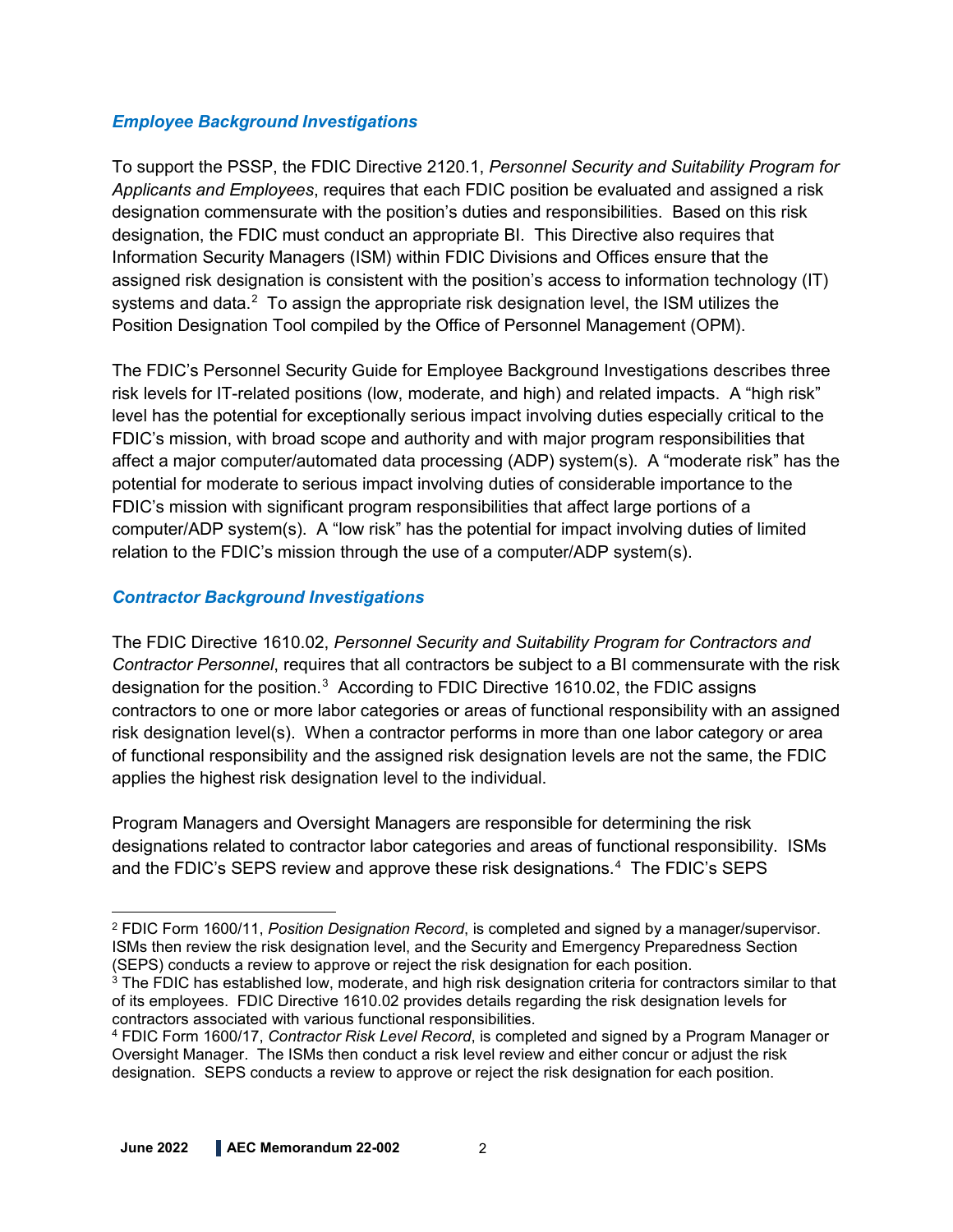### *Employee Background Investigations*

To support the PSSP, the FDIC Directive 2120.1, *Personnel Security and Suitability Program for Applicants and Employees*, requires that each FDIC position be evaluated and assigned a risk designation commensurate with the position's duties and responsibilities. Based on this risk designation, the FDIC must conduct an appropriate BI. This Directive also requires that Information Security Managers (ISM) within FDIC Divisions and Offices ensure that the assigned risk designation is consistent with the position's access to information technology (IT) systems and data.[2] To assign the appropriate risk designation level, the ISM utilizes the Position Designation Tool compiled by the Office of Personnel Management (OPM).

The FDIC's Personnel Security Guide for Employee Background Investigations describes three risk levels for IT-related positions (low, moderate, and high) and related impacts. A "high risk" level has the potential for exceptionally serious impact involving duties especially critical to the FDIC's mission, with broad scope and authority and with major program responsibilities that affect a major computer/automated data processing (ADP) system(s). A "moderate risk" has the potential for moderate to serious impact involving duties of considerable importance to the FDIC's mission with significant program responsibilities that affect large portions of a computer/ADP system(s). A "low risk" has the potential for impact involving duties of limited relation to the FDIC's mission through the use of a computer/ADP system(s).

### *Contractor Background Investigations*

The FDIC Directive 1610.02, *Personnel Security and Suitability Program for Contractors and Contractor Personnel*, requires that all contractors be subject to a BI commensurate with the risk designation for the position.[3] According to FDIC Directive 1610.02, the FDIC assigns contractors to one or more labor categories or areas of functional responsibility with an assigned risk designation level(s). When a contractor performs in more than one labor category or area of functional responsibility and the assigned risk designation levels are not the same, the FDIC applies the highest risk designation level to the individual.

Program Managers and Oversight Managers are responsible for determining the risk designations related to contractor labor categories and areas of functional responsibility. ISMs and the FDIC's SEPS review and approve these risk designations.[4] The FDIC's SEPS

---

[2] FDIC Form 1600/11, *Position Designation Record*, is completed and signed by a manager/supervisor. ISMs then review the risk designation level, and the Security and Emergency Preparedness Section (SEPS) conducts a review to approve or reject the risk designation for each position.

[3] The FDIC has established low, moderate, and high risk designation criteria for contractors similar to that of its employees. FDIC Directive 1610.02 provides details regarding the risk designation levels for contractors associated with various functional responsibilities.

[4] FDIC Form 1600/17, *Contractor Risk Level Record*, is completed and signed by a Program Manager or Oversight Manager. The ISMs then conduct a risk level review and either concur or adjust the risk designation. SEPS conducts a review to approve or reject the risk designation for each position.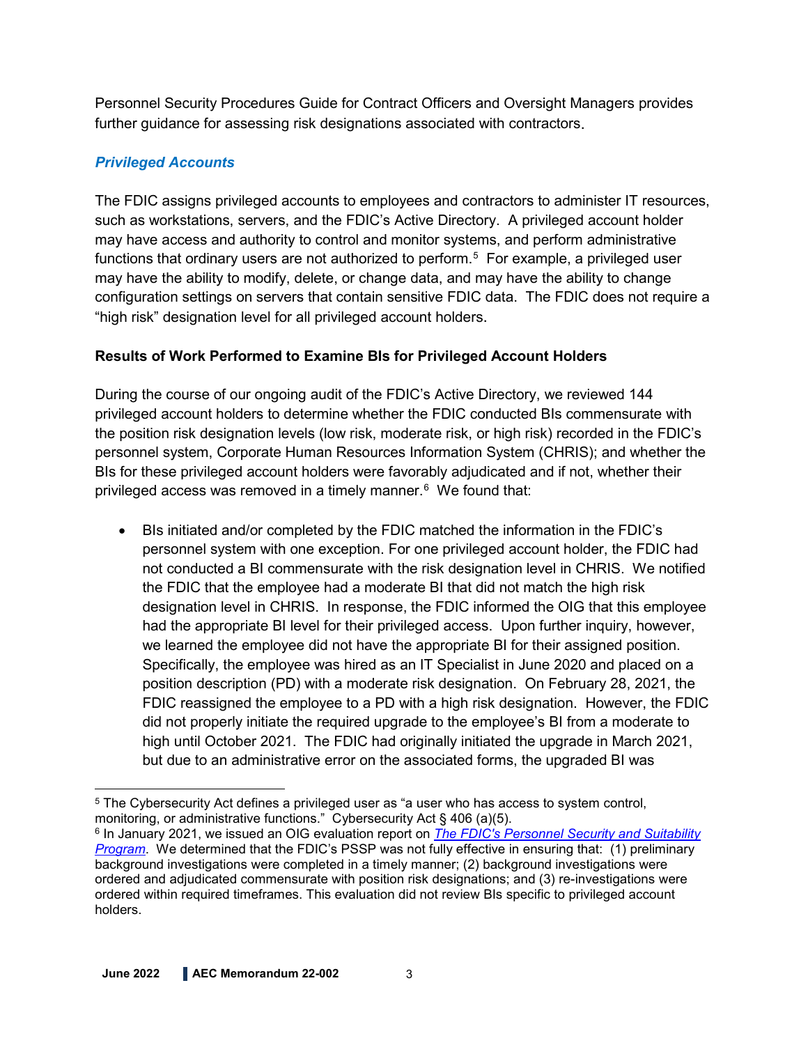Personnel Security Procedures Guide for Contract Officers and Oversight Managers provides further guidance for assessing risk designations associated with contractors.

### *Privileged Accounts*

The FDIC assigns privileged accounts to employees and contractors to administer IT resources, such as workstations, servers, and the FDIC's Active Directory. A privileged account holder may have access and authority to control and monitor systems, and perform administrative functions that ordinary users are not authorized to perform.[5] For example, a privileged user may have the ability to modify, delete, or change data, and may have the ability to change configuration settings on servers that contain sensitive FDIC data. The FDIC does not require a "high risk" designation level for all privileged account holders.

### **Results of Work Performed to Examine BIs for Privileged Account Holders**

During the course of our ongoing audit of the FDIC's Active Directory, we reviewed 144 privileged account holders to determine whether the FDIC conducted BIs commensurate with the position risk designation levels (low risk, moderate risk, or high risk) recorded in the FDIC's personnel system, Corporate Human Resources Information System (CHRIS); and whether the BIs for these privileged account holders were favorably adjudicated and if not, whether their privileged access was removed in a timely manner.[6] We found that:

- BIs initiated and/or completed by the FDIC matched the information in the FDIC's personnel system with one exception. For one privileged account holder, the FDIC had not conducted a BI commensurate with the risk designation level in CHRIS. We notified the FDIC that the employee had a moderate BI that did not match the high risk designation level in CHRIS. In response, the FDIC informed the OIG that this employee had the appropriate BI level for their privileged access. Upon further inquiry, however, we learned the employee did not have the appropriate BI for their assigned position. Specifically, the employee was hired as an IT Specialist in June 2020 and placed on a position description (PD) with a moderate risk designation. On February 28, 2021, the FDIC reassigned the employee to a PD with a high risk designation. However, the FDIC did not properly initiate the required upgrade to the employee's BI from a moderate to high until October 2021. The FDIC had originally initiated the upgrade in March 2021, but due to an administrative error on the associated forms, the upgraded BI was

---

[5] The Cybersecurity Act defines a privileged user as "a user who has access to system control, monitoring, or administrative functions." Cybersecurity Act § 406 (a)(5).

[6] In January 2021, we issued an OIG evaluation report on *The FDIC's Personnel Security and Suitability Program*. We determined that the FDIC's PSSP was not fully effective in ensuring that: (1) preliminary background investigations were completed in a timely manner; (2) background investigations were ordered and adjudicated commensurate with position risk designations; and (3) re-investigations were ordered within required timeframes. This evaluation did not review BIs specific to privileged account holders.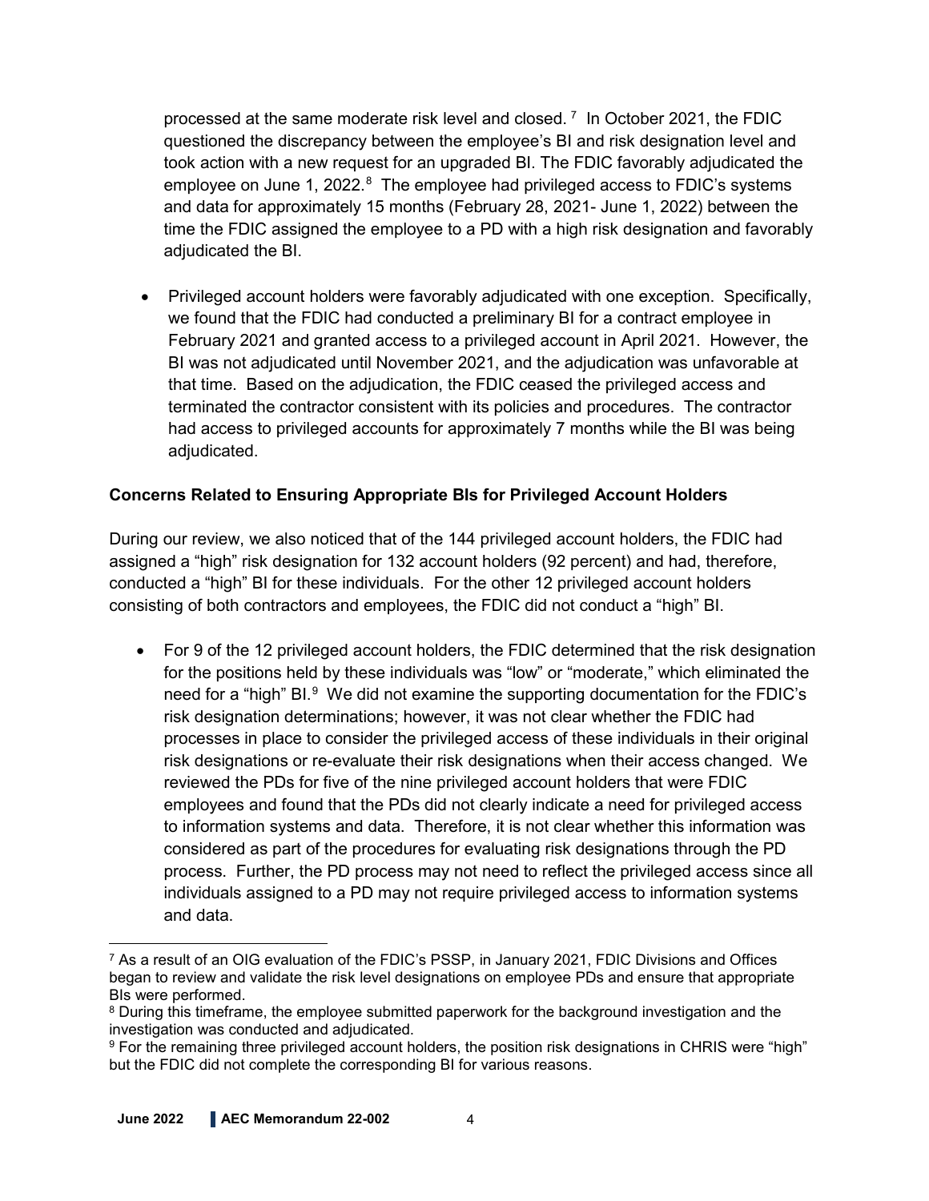processed at the same moderate risk level and closed.[7] In October 2021, the FDIC questioned the discrepancy between the employee's BI and risk designation level and took action with a new request for an upgraded BI. The FDIC favorably adjudicated the employee on June 1, 2022.[8] The employee had privileged access to FDIC's systems and data for approximately 15 months (February 28, 2021- June 1, 2022) between the time the FDIC assigned the employee to a PD with a high risk designation and favorably adjudicated the BI.

- Privileged account holders were favorably adjudicated with one exception. Specifically, we found that the FDIC had conducted a preliminary BI for a contract employee in February 2021 and granted access to a privileged account in April 2021. However, the BI was not adjudicated until November 2021, and the adjudication was unfavorable at that time. Based on the adjudication, the FDIC ceased the privileged access and terminated the contractor consistent with its policies and procedures. The contractor had access to privileged accounts for approximately 7 months while the BI was being adjudicated.

**Concerns Related to Ensuring Appropriate BIs for Privileged Account Holders**

During our review, we also noticed that of the 144 privileged account holders, the FDIC had assigned a "high" risk designation for 132 account holders (92 percent) and had, therefore, conducted a "high" BI for these individuals. For the other 12 privileged account holders consisting of both contractors and employees, the FDIC did not conduct a "high" BI.

- For 9 of the 12 privileged account holders, the FDIC determined that the risk designation for the positions held by these individuals was "low" or "moderate," which eliminated the need for a "high" BI.[9] We did not examine the supporting documentation for the FDIC's risk designation determinations; however, it was not clear whether the FDIC had processes in place to consider the privileged access of these individuals in their original risk designations or re-evaluate their risk designations when their access changed. We reviewed the PDs for five of the nine privileged account holders that were FDIC employees and found that the PDs did not clearly indicate a need for privileged access to information systems and data. Therefore, it is not clear whether this information was considered as part of the procedures for evaluating risk designations through the PD process. Further, the PD process may not need to reflect the privileged access since all individuals assigned to a PD may not require privileged access to information systems and data.

---

[7] As a result of an OIG evaluation of the FDIC's PSSP, in January 2021, FDIC Divisions and Offices began to review and validate the risk level designations on employee PDs and ensure that appropriate BIs were performed.

[8] During this timeframe, the employee submitted paperwork for the background investigation and the investigation was conducted and adjudicated.

[9] For the remaining three privileged account holders, the position risk designations in CHRIS were "high" but the FDIC did not complete the corresponding BI for various reasons.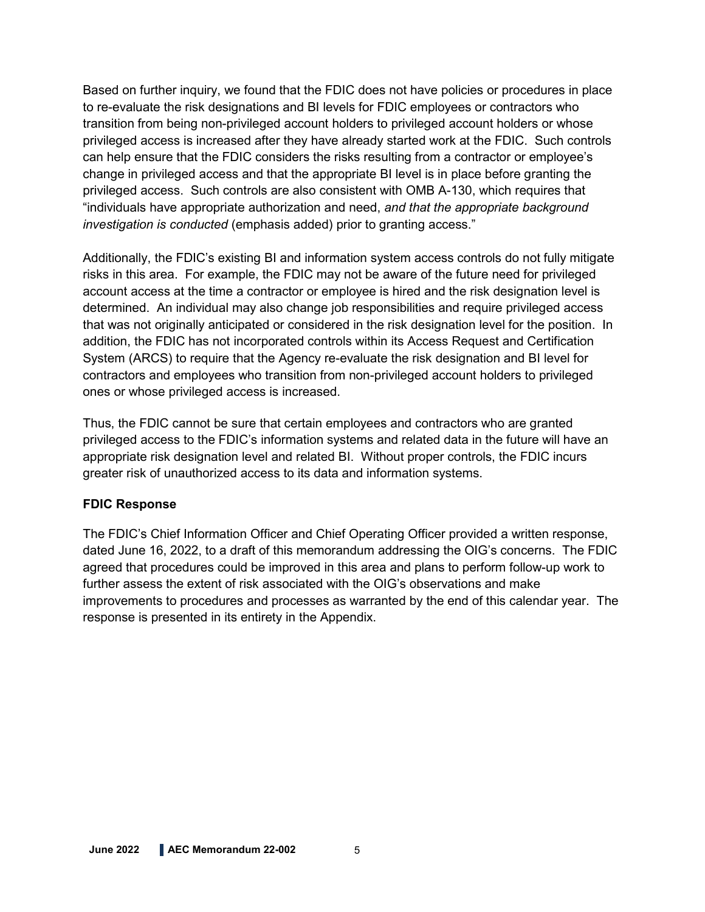Based on further inquiry, we found that the FDIC does not have policies or procedures in place to re-evaluate the risk designations and BI levels for FDIC employees or contractors who transition from being non-privileged account holders to privileged account holders or whose privileged access is increased after they have already started work at the FDIC. Such controls can help ensure that the FDIC considers the risks resulting from a contractor or employee's change in privileged access and that the appropriate BI level is in place before granting the privileged access. Such controls are also consistent with OMB A-130, which requires that "individuals have appropriate authorization and need, *and that the appropriate background investigation is conducted* (emphasis added) prior to granting access."

Additionally, the FDIC's existing BI and information system access controls do not fully mitigate risks in this area. For example, the FDIC may not be aware of the future need for privileged account access at the time a contractor or employee is hired and the risk designation level is determined. An individual may also change job responsibilities and require privileged access that was not originally anticipated or considered in the risk designation level for the position. In addition, the FDIC has not incorporated controls within its Access Request and Certification System (ARCS) to require that the Agency re-evaluate the risk designation and BI level for contractors and employees who transition from non-privileged account holders to privileged ones or whose privileged access is increased.

Thus, the FDIC cannot be sure that certain employees and contractors who are granted privileged access to the FDIC's information systems and related data in the future will have an appropriate risk designation level and related BI. Without proper controls, the FDIC incurs greater risk of unauthorized access to its data and information systems.

**FDIC Response**

The FDIC's Chief Information Officer and Chief Operating Officer provided a written response, dated June 16, 2022, to a draft of this memorandum addressing the OIG's concerns. The FDIC agreed that procedures could be improved in this area and plans to perform follow-up work to further assess the extent of risk associated with the OIG's observations and make improvements to procedures and processes as warranted by the end of this calendar year. The response is presented in its entirety in the Appendix.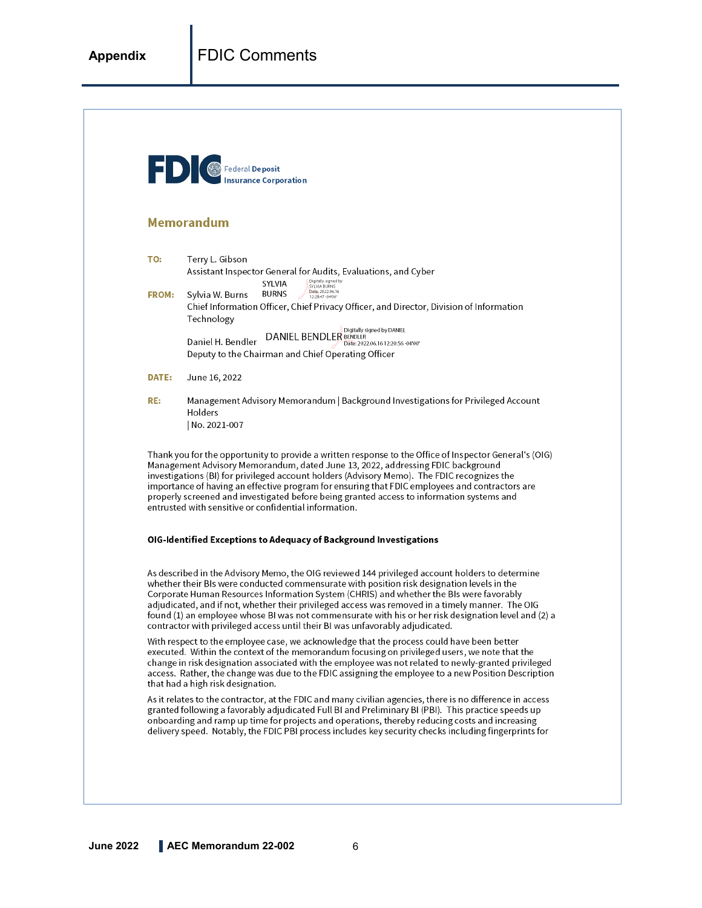# Appendix — FDIC Comments

**FDIC** Federal Deposit Insurance Corporation

## Memorandum

**TO:** Terry L. Gibson
Assistant Inspector General for Audits, Evaluations, and Cyber

**FROM:** Sylvia W. Burns SYLVIA BURNS Digitally signed by SYLVIA BURNS Date: 2022.06.16 12:28:47 -04'00'
Chief Information Officer, Chief Privacy Officer, and Director, Division of Information Technology

Daniel H. Bendler DANIEL BENDLER Digitally signed by DANIEL BENDLER Date: 2022.06.16 12:20:56 -04'00'
Deputy to the Chairman and Chief Operating Officer

**DATE:** June 16, 2022

**RE:** Management Advisory Memorandum | Background Investigations for Privileged Account Holders
| No. 2021-007

Thank you for the opportunity to provide a written response to the Office of Inspector General's (OIG) Management Advisory Memorandum, dated June 13, 2022, addressing FDIC background investigations (BI) for privileged account holders (Advisory Memo). The FDIC recognizes the importance of having an effective program for ensuring that FDIC employees and contractors are properly screened and investigated before being granted access to information systems and entrusted with sensitive or confidential information.

**OIG-Identified Exceptions to Adequacy of Background Investigations**

As described in the Advisory Memo, the OIG reviewed 144 privileged account holders to determine whether their BIs were conducted commensurate with position risk designation levels in the Corporate Human Resources Information System (CHRIS) and whether the BIs were favorably adjudicated, and if not, whether their privileged access was removed in a timely manner. The OIG found (1) an employee whose BI was not commensurate with his or her risk designation level and (2) a contractor with privileged access until their BI was unfavorably adjudicated.

With respect to the employee case, we acknowledge that the process could have been better executed. Within the context of the memorandum focusing on privileged users, we note that the change in risk designation associated with the employee was not related to newly-granted privileged access. Rather, the change was due to the FDIC assigning the employee to a new Position Description that had a high risk designation.

As it relates to the contractor, at the FDIC and many civilian agencies, there is no difference in access granted following a favorably adjudicated Full BI and Preliminary BI (PBI). This practice speeds up onboarding and ramp up time for projects and operations, thereby reducing costs and increasing delivery speed. Notably, the FDIC PBI process includes key security checks including fingerprints for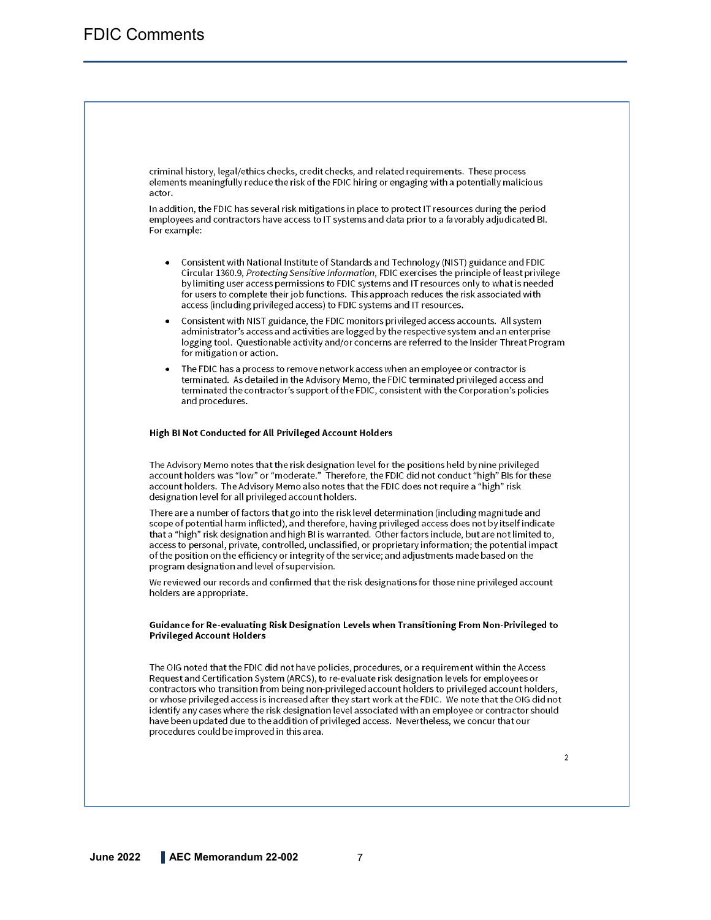criminal history, legal/ethics checks, credit checks, and related requirements. These process elements meaningfully reduce the risk of the FDIC hiring or engaging with a potentially malicious actor.

In addition, the FDIC has several risk mitigations in place to protect IT resources during the period employees and contractors have access to IT systems and data prior to a favorably adjudicated BI. For example:

- Consistent with National Institute of Standards and Technology (NIST) guidance and FDIC Circular 1360.9, *Protecting Sensitive Information*, FDIC exercises the principle of least privilege by limiting user access permissions to FDIC systems and IT resources only to what is needed for users to complete their job functions. This approach reduces the risk associated with access (including privileged access) to FDIC systems and IT resources.
- Consistent with NIST guidance, the FDIC monitors privileged access accounts. All system administrator's access and activities are logged by the respective system and an enterprise logging tool. Questionable activity and/or concerns are referred to the Insider Threat Program for mitigation or action.
- The FDIC has a process to remove network access when an employee or contractor is terminated. As detailed in the Advisory Memo, the FDIC terminated privileged access and terminated the contractor's support of the FDIC, consistent with the Corporation's policies and procedures.

**High BI Not Conducted for All Privileged Account Holders**

The Advisory Memo notes that the risk designation level for the positions held by nine privileged account holders was "low" or "moderate." Therefore, the FDIC did not conduct "high" BIs for these account holders. The Advisory Memo also notes that the FDIC does not require a "high" risk designation level for all privileged account holders.

There are a number of factors that go into the risk level determination (including magnitude and scope of potential harm inflicted), and therefore, having privileged access does not by itself indicate that a "high" risk designation and high BI is warranted. Other factors include, but are not limited to, access to personal, private, controlled, unclassified, or proprietary information; the potential impact of the position on the efficiency or integrity of the service; and adjustments made based on the program designation and level of supervision.

We reviewed our records and confirmed that the risk designations for those nine privileged account holders are appropriate.

**Guidance for Re-evaluating Risk Designation Levels when Transitioning From Non-Privileged to Privileged Account Holders**

The OIG noted that the FDIC did not have policies, procedures, or a requirement within the Access Request and Certification System (ARCS), to re-evaluate risk designation levels for employees or contractors who transition from being non-privileged account holders to privileged account holders, or whose privileged access is increased after they start work at the FDIC. We note that the OIG did not identify any cases where the risk designation level associated with an employee or contractor should have been updated due to the addition of privileged access. Nevertheless, we concur that our procedures could be improved in this area.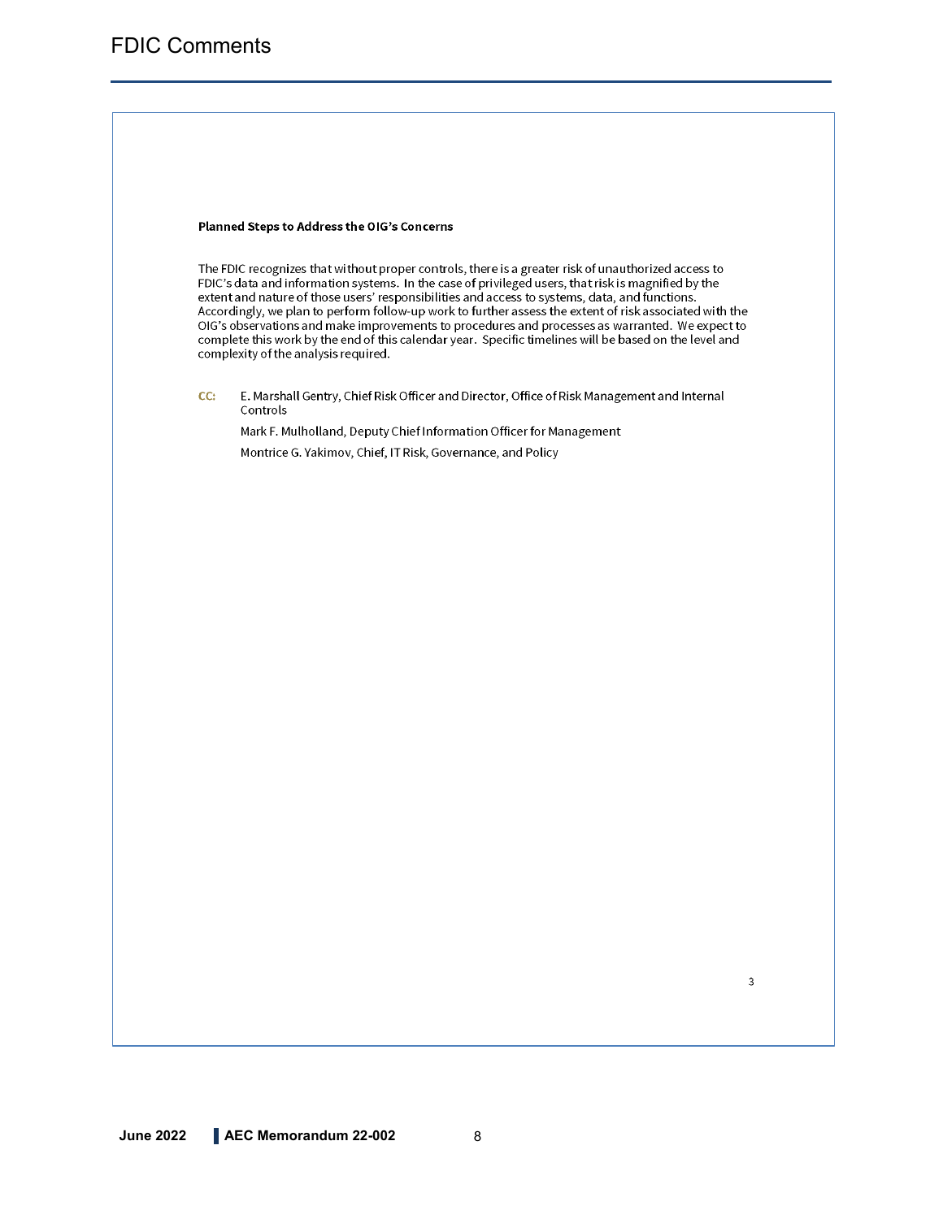# FDIC Comments

**Planned Steps to Address the OIG's Concerns**

The FDIC recognizes that without proper controls, there is a greater risk of unauthorized access to FDIC's data and information systems. In the case of privileged users, that risk is magnified by the extent and nature of those users' responsibilities and access to systems, data, and functions. Accordingly, we plan to perform follow-up work to further assess the extent of risk associated with the OIG's observations and make improvements to procedures and processes as warranted. We expect to complete this work by the end of this calendar year. Specific timelines will be based on the level and complexity of the analysis required.

CC: E. Marshall Gentry, Chief Risk Officer and Director, Office of Risk Management and Internal Controls

Mark F. Mulholland, Deputy Chief Information Officer for Management

Montrice G. Yakimov, Chief, IT Risk, Governance, and Policy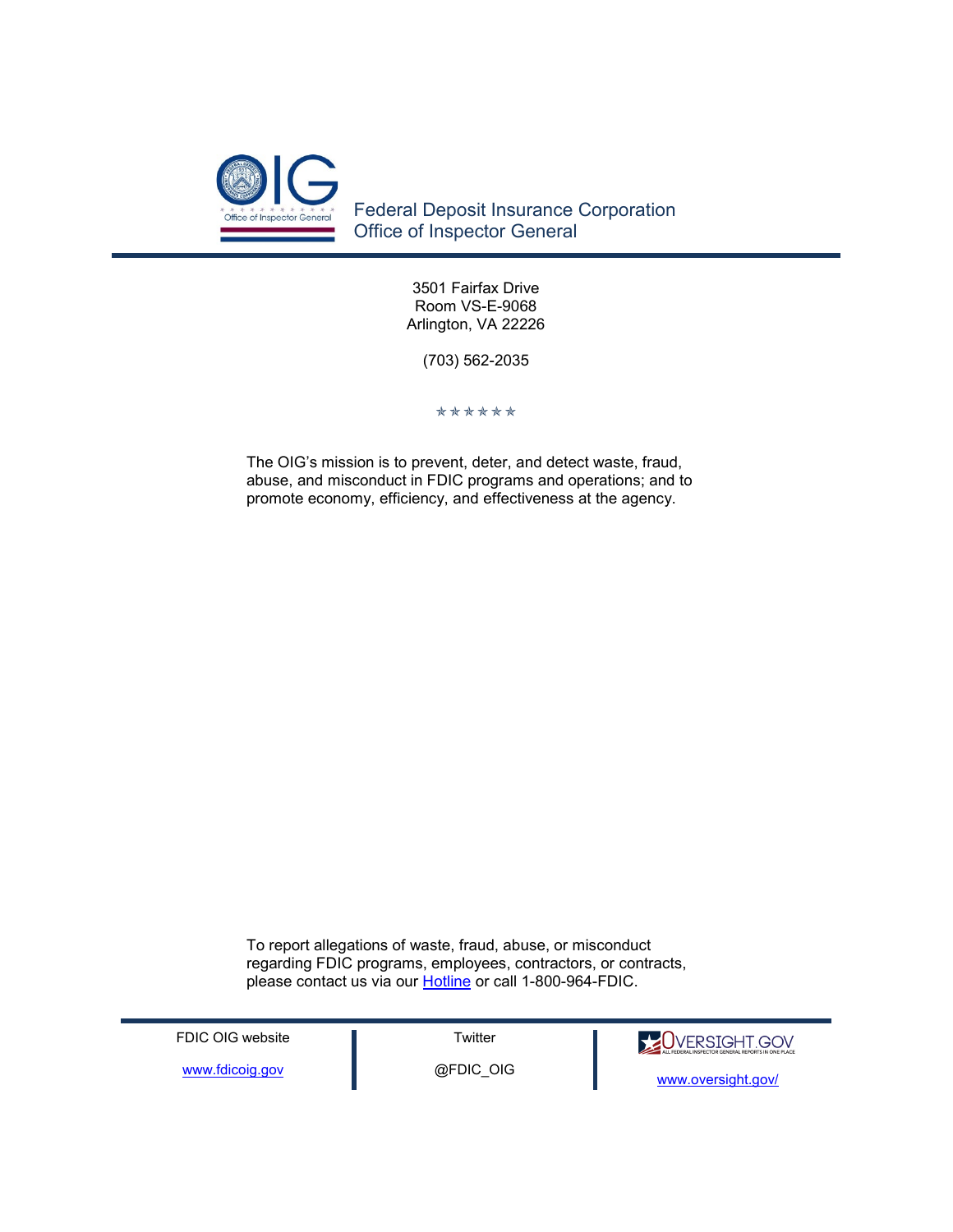Federal Deposit Insurance Corporation
Office of Inspector General

3501 Fairfax Drive
Room VS-E-9068
Arlington, VA 22226

(703) 562-2035

★★★★★★

The OIG's mission is to prevent, deter, and detect waste, fraud, abuse, and misconduct in FDIC programs and operations; and to promote economy, efficiency, and effectiveness at the agency.

To report allegations of waste, fraud, abuse, or misconduct regarding FDIC programs, employees, contractors, or contracts, please contact us via our Hotline or call 1-800-964-FDIC.

| FDIC OIG website | Twitter | OVERSIGHT.GOV |
| --- | --- | --- |
| www.fdicoig.gov | @FDIC_OIG | www.oversight.gov/ |